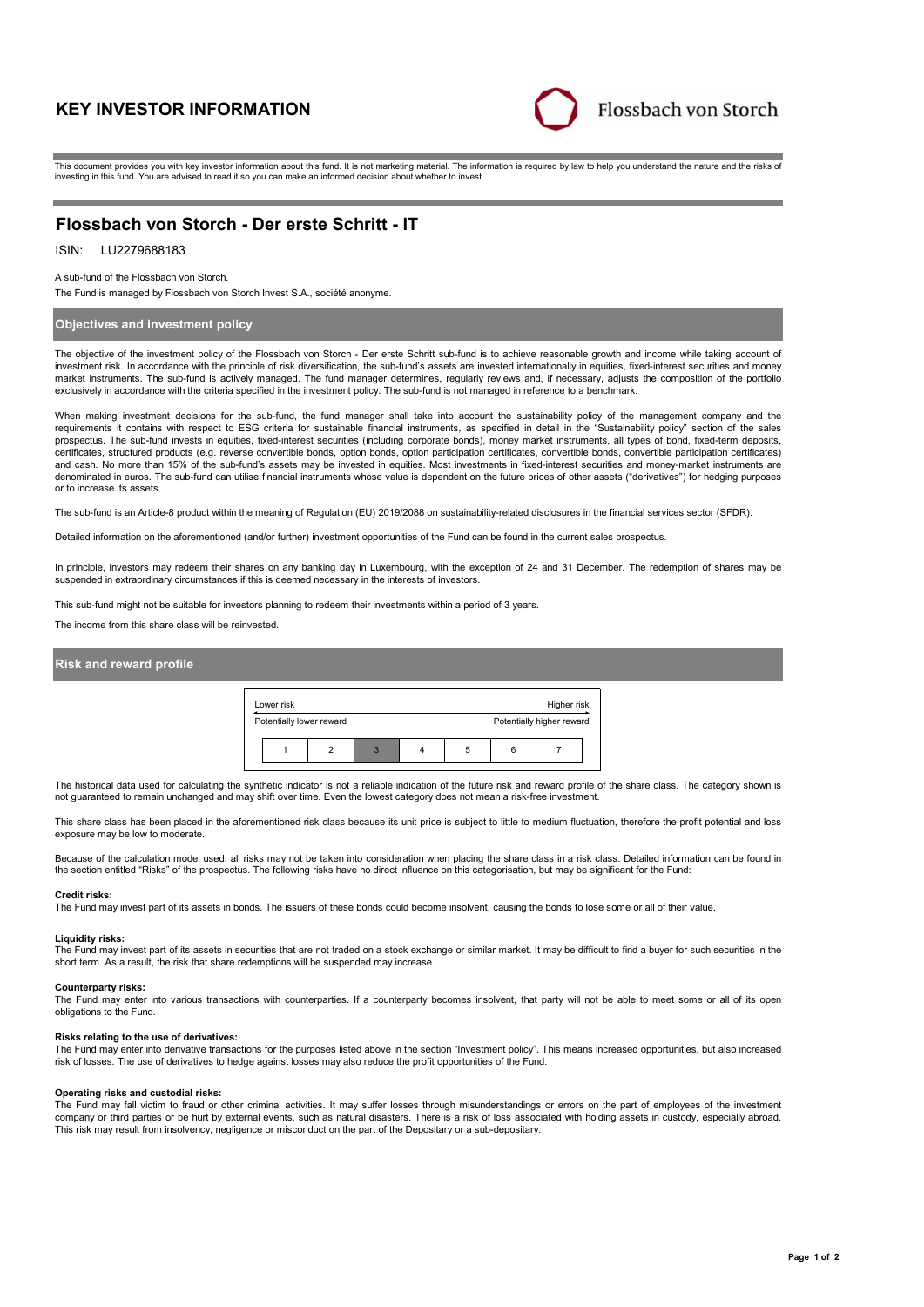# KEY INVESTOR INFORMATION

Flossbach von Storch

This document provides you with key investor information about this fund. It is not marketing material. The information is required by law to help you understand the nature and the risks of investing in this fund. You are advised to read it so you can make an informed decision about whether to invest.

## Flossbach von Storch - Der erste Schritt - IT

ISIN: LU2279688183

A sub-fund of the Flossbach von Storch.

The Fund is managed by Flossbach von Storch Invest S.A., société anonyme.

### Objectives and investment policy

The objective of the investment policy of the Flossbach von Storch - Der erste Schritt sub-fund is to achieve reasonable growth and income while taking account of investment risk. In accordance with the principle of risk diversification, the sub-fund's assets are invested internationally in equities, fixed-interest securities and money market instruments. The sub-fund is actively managed. The fund manager determines, regularly reviews and, if necessary, adjusts the composition of the portfolio exclusively in accordance with the criteria specified in the investment policy. The sub-fund is not managed in reference to a benchmark.

When making investment decisions for the sub-fund, the fund manager shall take into account the sustainability policy of the management company and the requirements it contains with respect to ESG criteria for sustainable financial instruments, as specified in detail in the "Sustainability policy" section of the sales prospectus. The sub-fund invests in equities, fixed-interest securities (including corporate bonds), money market instruments, all types of bond, fixed-term deposits, certificates, structured products (e.g. reverse convertible bonds, option bonds, option participation certificates, convertible bonds, convertible participation certificates) and cash. No more than 15% of the sub-fund's assets may be invested in equities. Most investments in fixed-interest securities and money-market instruments are denominated in euros. The sub-fund can utilise financial instruments whose value is dependent on the future prices of other assets ("derivatives") for hedging purposes or to increase its assets.

The sub-fund is an Article-8 product within the meaning of Regulation (EU) 2019/2088 on sustainability-related disclosures in the financial services sector (SFDR).

Detailed information on the aforementioned (and/or further) investment opportunities of the Fund can be found in the current sales prospectus.

In principle, investors may redeem their shares on any banking day in Luxembourg, with the exception of 24 and 31 December. The redemption of shares may be suspended in extraordinary circumstances if this is deemed necessary in the interests of investors.

This sub-fund might not be suitable for investors planning to redeem their investments within a period of 3 years.

The income from this share class will be reinvested.

### Risk and reward profile

| Lower risk | | | | | | Higher risk |
|---|---|---|---|---|---|---|
| Potentially lower reward | | | | | | Potentially higher reward |
| 1 | 2 | **3** | 4 | 5 | 6 | 7 |

The historical data used for calculating the synthetic indicator is not a reliable indication of the future risk and reward profile of the share class. The category shown is not guaranteed to remain unchanged and may shift over time. Even the lowest category does not mean a risk-free investment.

This share class has been placed in the aforementioned risk class because its unit price is subject to little to medium fluctuation, therefore the profit potential and loss exposure may be low to moderate.

Because of the calculation model used, all risks may not be taken into consideration when placing the share class in a risk class. Detailed information can be found in the section entitled "Risks" of the prospectus. The following risks have no direct influence on this categorisation, but may be significant for the Fund:

**Credit risks:**
The Fund may invest part of its assets in bonds. The issuers of these bonds could become insolvent, causing the bonds to lose some or all of their value.

**Liquidity risks:**
The Fund may invest part of its assets in securities that are not traded on a stock exchange or similar market. It may be difficult to find a buyer for such securities in the short term. As a result, the risk that share redemptions will be suspended may increase.

**Counterparty risks:**
The Fund may enter into various transactions with counterparties. If a counterparty becomes insolvent, that party will not be able to meet some or all of its open obligations to the Fund.

**Risks relating to the use of derivatives:**
The Fund may enter into derivative transactions for the purposes listed above in the section "Investment policy". This means increased opportunities, but also increased risk of losses. The use of derivatives to hedge against losses may also reduce the profit opportunities of the Fund.

**Operating risks and custodial risks:**
The Fund may fall victim to fraud or other criminal activities. It may suffer losses through misunderstandings or errors on the part of employees of the investment company or third parties or be hurt by external events, such as natural disasters. There is a risk of loss associated with holding assets in custody, especially abroad. This risk may result from insolvency, negligence or misconduct on the part of the Depositary or a sub-depositary.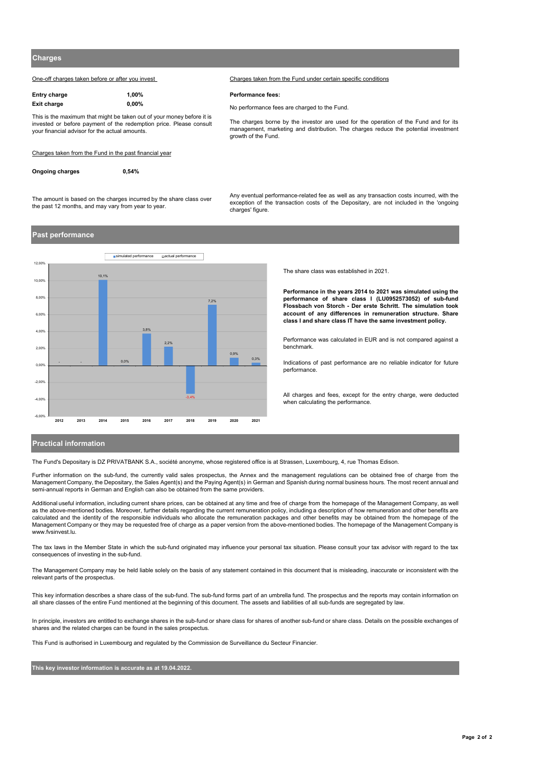## Charges

One-off charges taken before or after you invest

| | |
|---|---|
| **Entry charge** | **1,00%** |
| **Exit charge** | **0,00%** |

This is the maximum that might be taken out of your money before it is invested or before payment of the redemption price. Please consult your financial advisor for the actual amounts.

Charges taken from the Fund in the past financial year

| | |
|---|---|
| **Ongoing charges** | **0,54%** |

The amount is based on the charges incurred by the share class over the past 12 months, and may vary from year to year.

Charges taken from the Fund under certain specific conditions

**Performance fees:**

No performance fees are charged to the Fund.

The charges borne by the investor are used for the operation of the Fund and for its management, marketing and distribution. The charges reduce the potential investment growth of the Fund.

Any eventual performance-related fee as well as any transaction costs incurred, with the exception of the transaction costs of the Depositary, are not included in the 'ongoing charges' figure.

## Past performance

simulated performance
actual performance

12,00%
10,00%
8,00%
6,00%
4,00%
2,00%
0,00%
-2,00%
-4,00%
-6,00%

2012: -
2013: -
2014: 10,1%
2015: 0,0%
2016: 3,8%
2017: 2,2%
2018: -3,4%
2019: 7,2%
2020: 0,9%
2021: 0,3%

The share class was established in 2021.

**Performance in the years 2014 to 2021 was simulated using the performance of share class I (LU0952573052) of sub-fund Flossbach von Storch - Der erste Schritt. The simulation took account of any differences in remuneration structure. Share class I and share class IT have the same investment policy.**

Performance was calculated in EUR and is not compared against a benchmark.

Indications of past performance are no reliable indicator for future performance.

All charges and fees, except for the entry charge, were deducted when calculating the performance.

## Practical information

The Fund's Depositary is DZ PRIVATBANK S.A., société anonyme, whose registered office is at Strassen, Luxembourg, 4, rue Thomas Edison.

Further information on the sub-fund, the currently valid sales prospectus, the Annex and the management regulations can be obtained free of charge from the Management Company, the Depositary, the Sales Agent(s) and the Paying Agent(s) in German and Spanish during normal business hours. The most recent annual and semi-annual reports in German and English can also be obtained from the same providers.

Additional useful information, including current share prices, can be obtained at any time and free of charge from the homepage of the Management Company, as well as the above-mentioned bodies. Moreover, further details regarding the current remuneration policy, including a description of how remuneration and other benefits are calculated and the identity of the responsible individuals who allocate the remuneration packages and other benefits may be obtained from the homepage of the Management Company or they may be requested free of charge as a paper version from the above-mentioned bodies. The homepage of the Management Company is www.fvsinvest.lu.

The tax laws in the Member State in which the sub-fund originated may influence your personal tax situation. Please consult your tax advisor with regard to the tax consequences of investing in the sub-fund.

The Management Company may be held liable solely on the basis of any statement contained in this document that is misleading, inaccurate or inconsistent with the relevant parts of the prospectus.

This key information describes a share class of the sub-fund. The sub-fund forms part of an umbrella fund. The prospectus and the reports may contain information on all share classes of the entire Fund mentioned at the beginning of this document. The assets and liabilities of all sub-funds are segregated by law.

In principle, investors are entitled to exchange shares in the sub-fund or share class for shares of another sub-fund or share class. Details on the possible exchanges of shares and the related charges can be found in the sales prospectus.

This Fund is authorised in Luxembourg and regulated by the Commission de Surveillance du Secteur Financier.

**This key investor information is accurate as at 19.04.2022.**